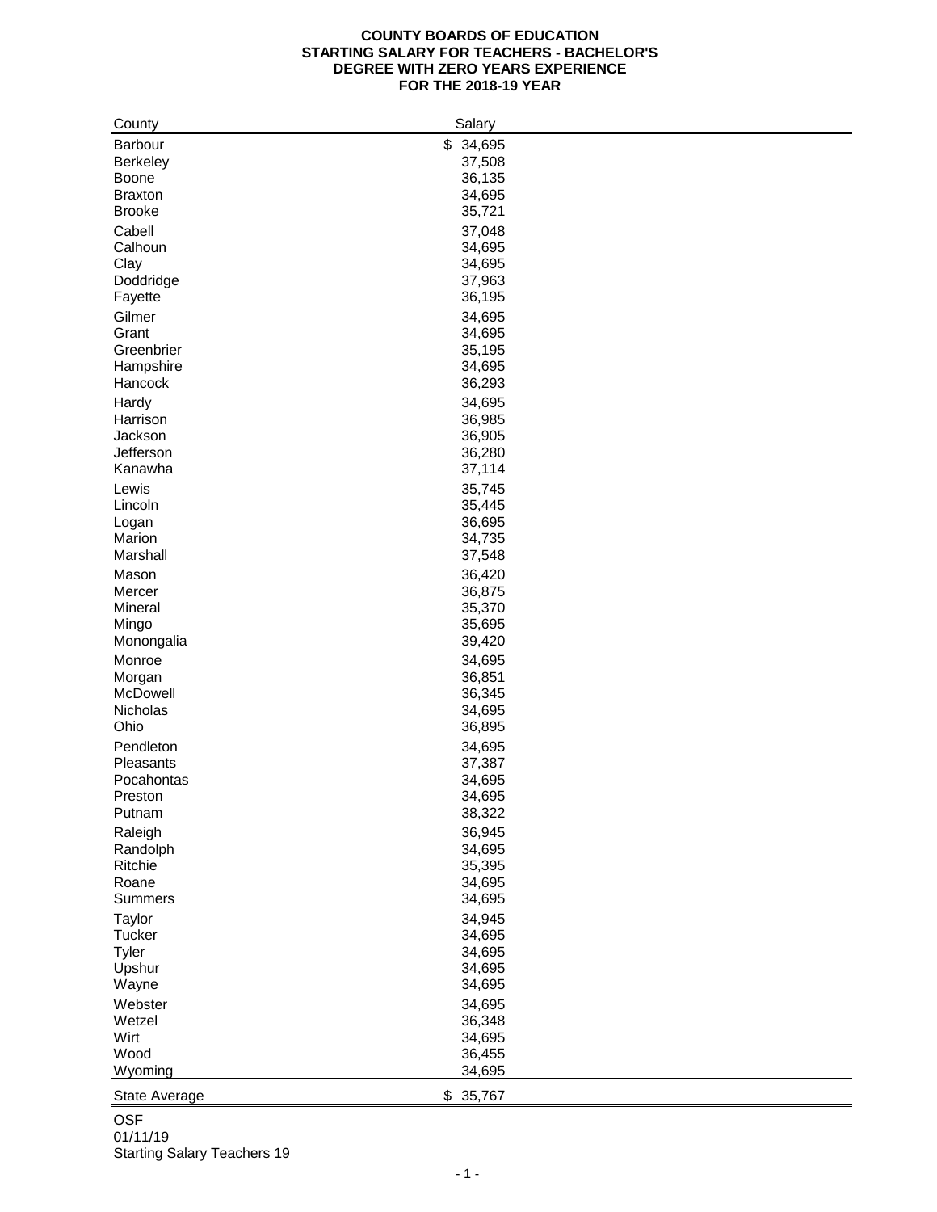# COUNTY BOARDS OF EDUCATION
# STARTING SALARY FOR TEACHERS - BACHELOR'S DEGREE WITH ZERO YEARS EXPERIENCE
# FOR THE 2018-19 YEAR

| County | Salary |
|---|---|
| Barbour | $ 34,695 |
| Berkeley | 37,508 |
| Boone | 36,135 |
| Braxton | 34,695 |
| Brooke | 35,721 |
| Cabell | 37,048 |
| Calhoun | 34,695 |
| Clay | 34,695 |
| Doddridge | 37,963 |
| Fayette | 36,195 |
| Gilmer | 34,695 |
| Grant | 34,695 |
| Greenbrier | 35,195 |
| Hampshire | 34,695 |
| Hancock | 36,293 |
| Hardy | 34,695 |
| Harrison | 36,985 |
| Jackson | 36,905 |
| Jefferson | 36,280 |
| Kanawha | 37,114 |
| Lewis | 35,745 |
| Lincoln | 35,445 |
| Logan | 36,695 |
| Marion | 34,735 |
| Marshall | 37,548 |
| Mason | 36,420 |
| Mercer | 36,875 |
| Mineral | 35,370 |
| Mingo | 35,695 |
| Monongalia | 39,420 |
| Monroe | 34,695 |
| Morgan | 36,851 |
| McDowell | 36,345 |
| Nicholas | 34,695 |
| Ohio | 36,895 |
| Pendleton | 34,695 |
| Pleasants | 37,387 |
| Pocahontas | 34,695 |
| Preston | 34,695 |
| Putnam | 38,322 |
| Raleigh | 36,945 |
| Randolph | 34,695 |
| Ritchie | 35,395 |
| Roane | 34,695 |
| Summers | 34,695 |
| Taylor | 34,945 |
| Tucker | 34,695 |
| Tyler | 34,695 |
| Upshur | 34,695 |
| Wayne | 34,695 |
| Webster | 34,695 |
| Wetzel | 36,348 |
| Wirt | 34,695 |
| Wood | 36,455 |
| Wyoming | 34,695 |
| State Average | $ 35,767 |

OSF
01/11/19
Starting Salary Teachers 19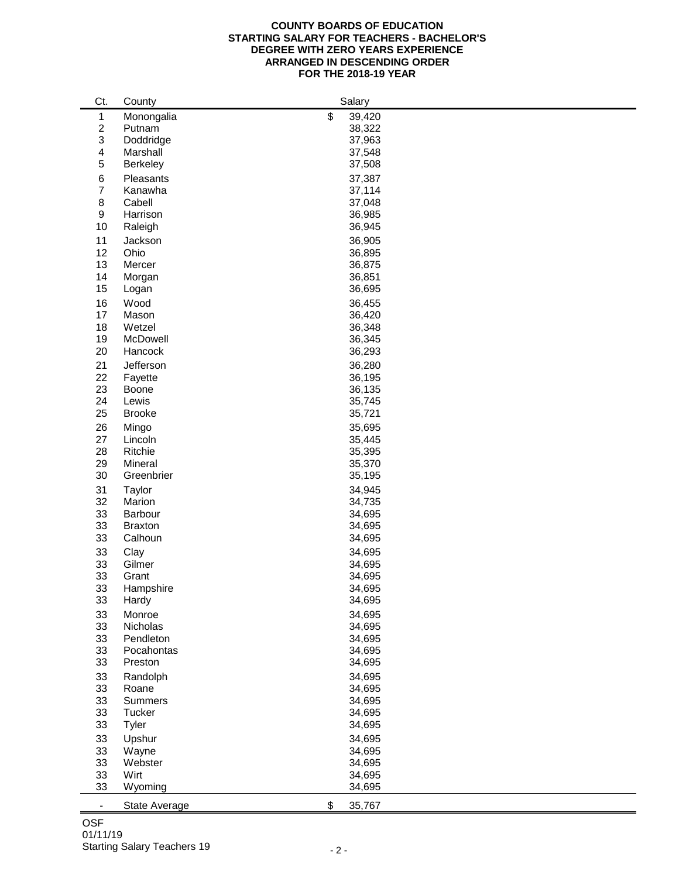**COUNTY BOARDS OF EDUCATION**
**STARTING SALARY FOR TEACHERS - BACHELOR'S DEGREE WITH ZERO YEARS EXPERIENCE**
**ARRANGED IN DESCENDING ORDER**
**FOR THE 2018-19 YEAR**

| Ct. | County | Salary |
|---|---|---|
| 1 | Monongalia | $ 39,420 |
| 2 | Putnam | 38,322 |
| 3 | Doddridge | 37,963 |
| 4 | Marshall | 37,548 |
| 5 | Berkeley | 37,508 |
| 6 | Pleasants | 37,387 |
| 7 | Kanawha | 37,114 |
| 8 | Cabell | 37,048 |
| 9 | Harrison | 36,985 |
| 10 | Raleigh | 36,945 |
| 11 | Jackson | 36,905 |
| 12 | Ohio | 36,895 |
| 13 | Mercer | 36,875 |
| 14 | Morgan | 36,851 |
| 15 | Logan | 36,695 |
| 16 | Wood | 36,455 |
| 17 | Mason | 36,420 |
| 18 | Wetzel | 36,348 |
| 19 | McDowell | 36,345 |
| 20 | Hancock | 36,293 |
| 21 | Jefferson | 36,280 |
| 22 | Fayette | 36,195 |
| 23 | Boone | 36,135 |
| 24 | Lewis | 35,745 |
| 25 | Brooke | 35,721 |
| 26 | Mingo | 35,695 |
| 27 | Lincoln | 35,445 |
| 28 | Ritchie | 35,395 |
| 29 | Mineral | 35,370 |
| 30 | Greenbrier | 35,195 |
| 31 | Taylor | 34,945 |
| 32 | Marion | 34,735 |
| 33 | Barbour | 34,695 |
| 33 | Braxton | 34,695 |
| 33 | Calhoun | 34,695 |
| 33 | Clay | 34,695 |
| 33 | Gilmer | 34,695 |
| 33 | Grant | 34,695 |
| 33 | Hampshire | 34,695 |
| 33 | Hardy | 34,695 |
| 33 | Monroe | 34,695 |
| 33 | Nicholas | 34,695 |
| 33 | Pendleton | 34,695 |
| 33 | Pocahontas | 34,695 |
| 33 | Preston | 34,695 |
| 33 | Randolph | 34,695 |
| 33 | Roane | 34,695 |
| 33 | Summers | 34,695 |
| 33 | Tucker | 34,695 |
| 33 | Tyler | 34,695 |
| 33 | Upshur | 34,695 |
| 33 | Wayne | 34,695 |
| 33 | Webster | 34,695 |
| 33 | Wirt | 34,695 |
| 33 | Wyoming | 34,695 |
| - | State Average | $ 35,767 |

OSF
01/11/19
Starting Salary Teachers 19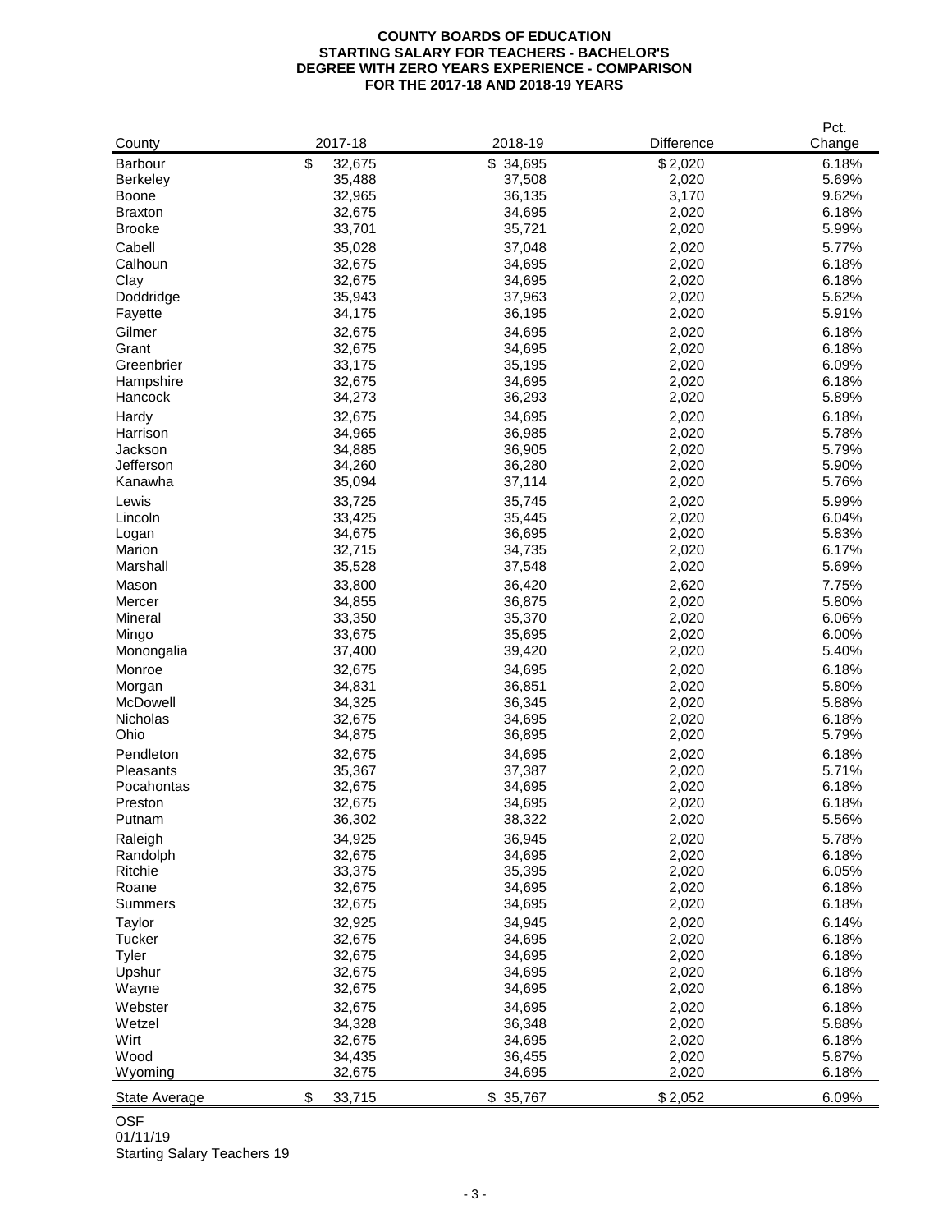**COUNTY BOARDS OF EDUCATION**
**STARTING SALARY FOR TEACHERS - BACHELOR'S DEGREE WITH ZERO YEARS EXPERIENCE - COMPARISON**
**FOR THE 2017-18 AND 2018-19 YEARS**

| County | 2017-18 | 2018-19 | Difference | Pct. Change |
|---|---|---|---|---|
| Barbour | $ 32,675 | $ 34,695 | $ 2,020 | 6.18% |
| Berkeley | 35,488 | 37,508 | 2,020 | 5.69% |
| Boone | 32,965 | 36,135 | 3,170 | 9.62% |
| Braxton | 32,675 | 34,695 | 2,020 | 6.18% |
| Brooke | 33,701 | 35,721 | 2,020 | 5.99% |
| Cabell | 35,028 | 37,048 | 2,020 | 5.77% |
| Calhoun | 32,675 | 34,695 | 2,020 | 6.18% |
| Clay | 32,675 | 34,695 | 2,020 | 6.18% |
| Doddridge | 35,943 | 37,963 | 2,020 | 5.62% |
| Fayette | 34,175 | 36,195 | 2,020 | 5.91% |
| Gilmer | 32,675 | 34,695 | 2,020 | 6.18% |
| Grant | 32,675 | 34,695 | 2,020 | 6.18% |
| Greenbrier | 33,175 | 35,195 | 2,020 | 6.09% |
| Hampshire | 32,675 | 34,695 | 2,020 | 6.18% |
| Hancock | 34,273 | 36,293 | 2,020 | 5.89% |
| Hardy | 32,675 | 34,695 | 2,020 | 6.18% |
| Harrison | 34,965 | 36,985 | 2,020 | 5.78% |
| Jackson | 34,885 | 36,905 | 2,020 | 5.79% |
| Jefferson | 34,260 | 36,280 | 2,020 | 5.90% |
| Kanawha | 35,094 | 37,114 | 2,020 | 5.76% |
| Lewis | 33,725 | 35,745 | 2,020 | 5.99% |
| Lincoln | 33,425 | 35,445 | 2,020 | 6.04% |
| Logan | 34,675 | 36,695 | 2,020 | 5.83% |
| Marion | 32,715 | 34,735 | 2,020 | 6.17% |
| Marshall | 35,528 | 37,548 | 2,020 | 5.69% |
| Mason | 33,800 | 36,420 | 2,620 | 7.75% |
| Mercer | 34,855 | 36,875 | 2,020 | 5.80% |
| Mineral | 33,350 | 35,370 | 2,020 | 6.06% |
| Mingo | 33,675 | 35,695 | 2,020 | 6.00% |
| Monongalia | 37,400 | 39,420 | 2,020 | 5.40% |
| Monroe | 32,675 | 34,695 | 2,020 | 6.18% |
| Morgan | 34,831 | 36,851 | 2,020 | 5.80% |
| McDowell | 34,325 | 36,345 | 2,020 | 5.88% |
| Nicholas | 32,675 | 34,695 | 2,020 | 6.18% |
| Ohio | 34,875 | 36,895 | 2,020 | 5.79% |
| Pendleton | 32,675 | 34,695 | 2,020 | 6.18% |
| Pleasants | 35,367 | 37,387 | 2,020 | 5.71% |
| Pocahontas | 32,675 | 34,695 | 2,020 | 6.18% |
| Preston | 32,675 | 34,695 | 2,020 | 6.18% |
| Putnam | 36,302 | 38,322 | 2,020 | 5.56% |
| Raleigh | 34,925 | 36,945 | 2,020 | 5.78% |
| Randolph | 32,675 | 34,695 | 2,020 | 6.18% |
| Ritchie | 33,375 | 35,395 | 2,020 | 6.05% |
| Roane | 32,675 | 34,695 | 2,020 | 6.18% |
| Summers | 32,675 | 34,695 | 2,020 | 6.18% |
| Taylor | 32,925 | 34,945 | 2,020 | 6.14% |
| Tucker | 32,675 | 34,695 | 2,020 | 6.18% |
| Tyler | 32,675 | 34,695 | 2,020 | 6.18% |
| Upshur | 32,675 | 34,695 | 2,020 | 6.18% |
| Wayne | 32,675 | 34,695 | 2,020 | 6.18% |
| Webster | 32,675 | 34,695 | 2,020 | 6.18% |
| Wetzel | 34,328 | 36,348 | 2,020 | 5.88% |
| Wirt | 32,675 | 34,695 | 2,020 | 6.18% |
| Wood | 34,435 | 36,455 | 2,020 | 5.87% |
| Wyoming | 32,675 | 34,695 | 2,020 | 6.18% |
| State Average | $ 33,715 | $ 35,767 | $ 2,052 | 6.09% |

OSF
01/11/19
Starting Salary Teachers 19